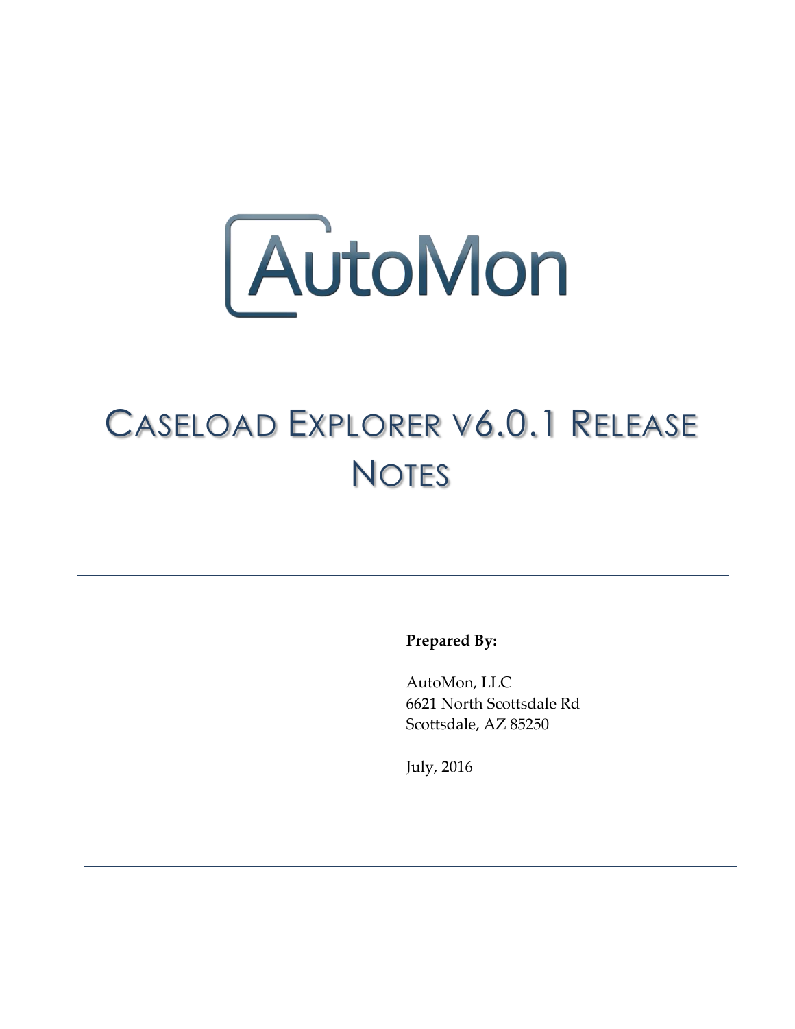# AutoMon

# Caseload Explorer v6.0.1 Release Notes

---

**Prepared By:**

AutoMon, LLC
6621 North Scottsdale Rd
Scottsdale, AZ 85250

July, 2016

---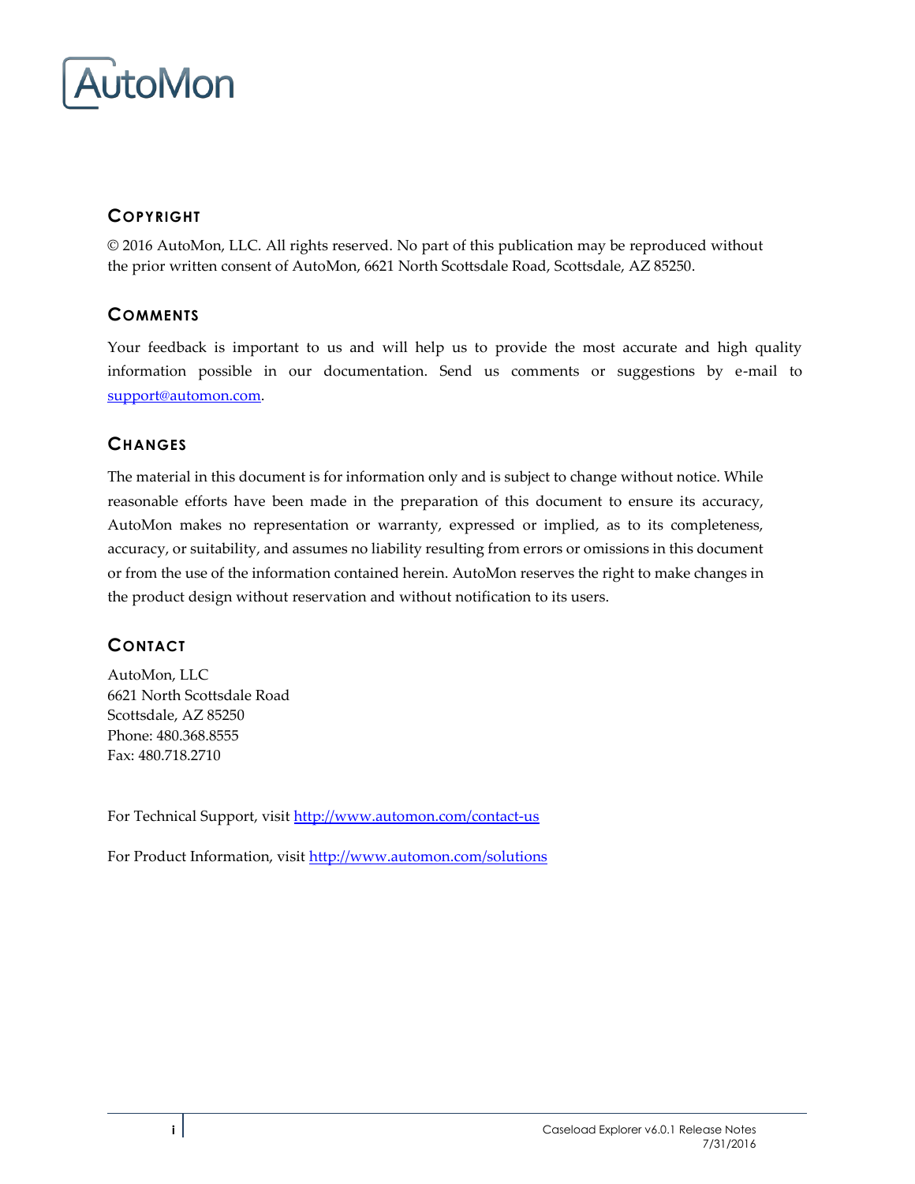AutoMon

## Copyright

© 2016 AutoMon, LLC. All rights reserved. No part of this publication may be reproduced without the prior written consent of AutoMon, 6621 North Scottsdale Road, Scottsdale, AZ 85250.

## Comments

Your feedback is important to us and will help us to provide the most accurate and high quality information possible in our documentation. Send us comments or suggestions by e-mail to support@automon.com.

## Changes

The material in this document is for information only and is subject to change without notice. While reasonable efforts have been made in the preparation of this document to ensure its accuracy, AutoMon makes no representation or warranty, expressed or implied, as to its completeness, accuracy, or suitability, and assumes no liability resulting from errors or omissions in this document or from the use of the information contained herein. AutoMon reserves the right to make changes in the product design without reservation and without notification to its users.

## Contact

AutoMon, LLC
6621 North Scottsdale Road
Scottsdale, AZ 85250
Phone: 480.368.8555
Fax: 480.718.2710

For Technical Support, visit http://www.automon.com/contact-us

For Product Information, visit http://www.automon.com/solutions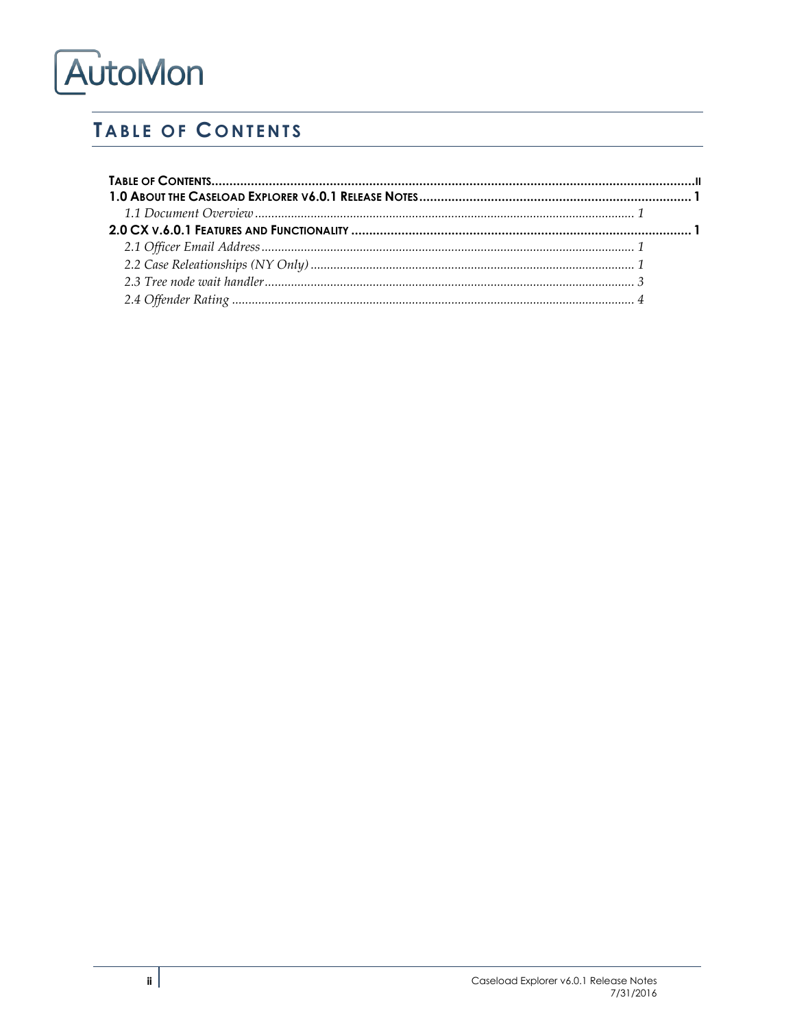AutoMon

# Table of Contents

**Table of Contents** ..... ii

**1.0 About the Caseload Explorer v6.0.1 Release Notes** ..... 1

*1.1 Document Overview* ..... 1

**2.0 CX v.6.0.1 Features and Functionality** ..... 1

*2.1 Officer Email Address* ..... 1

*2.2 Case Releationships (NY Only)* ..... 1

*2.3 Tree node wait handler* ..... 3

*2.4 Offender Rating* ..... 4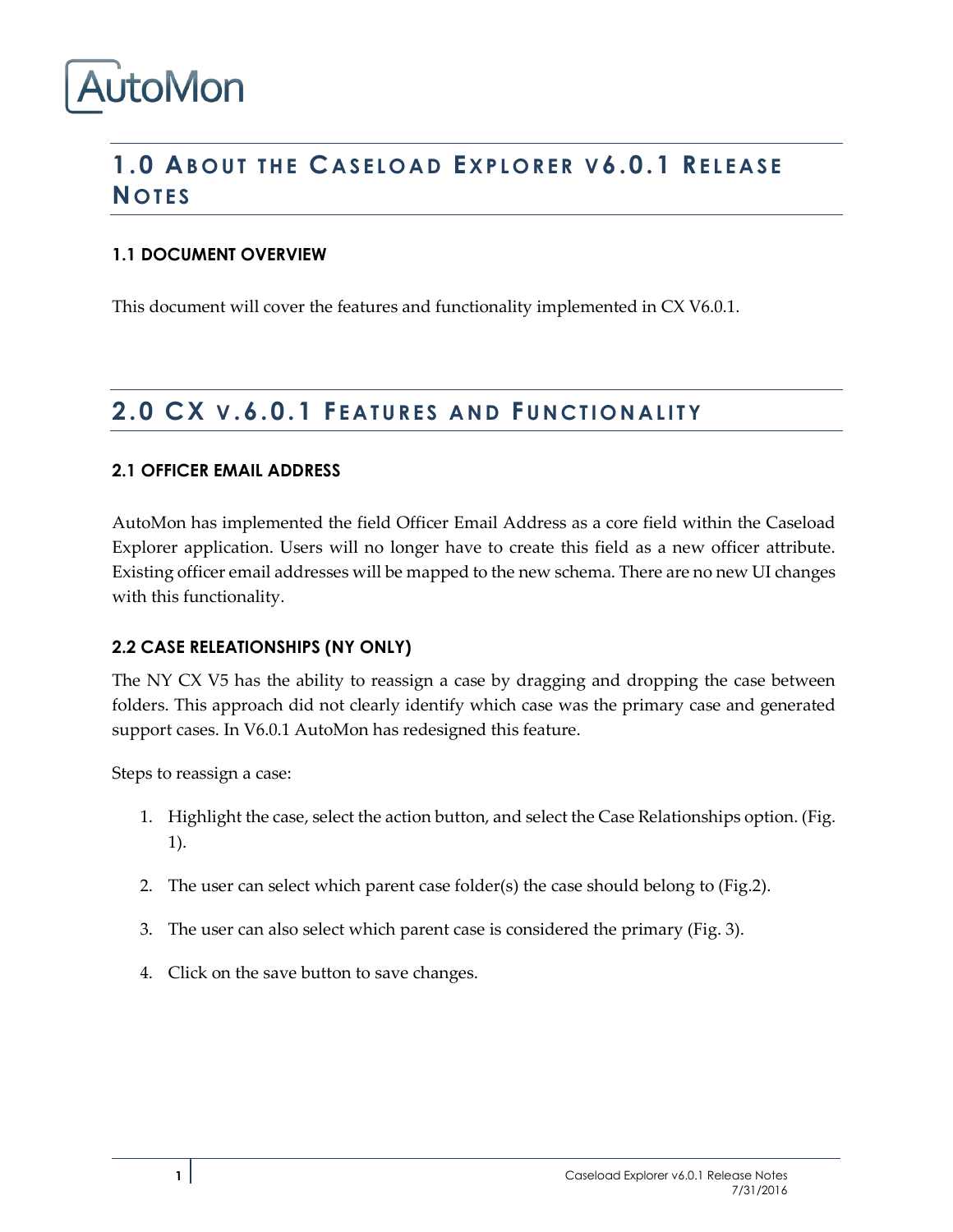# 1.0 About the Caseload Explorer v6.0.1 Release Notes

### 1.1 DOCUMENT OVERVIEW

This document will cover the features and functionality implemented in CX V6.0.1.

# 2.0 CX v.6.0.1 Features and Functionality

### 2.1 OFFICER EMAIL ADDRESS

AutoMon has implemented the field Officer Email Address as a core field within the Caseload Explorer application. Users will no longer have to create this field as a new officer attribute. Existing officer email addresses will be mapped to the new schema. There are no new UI changes with this functionality.

### 2.2 CASE RELEATIONSHIPS (NY ONLY)

The NY CX V5 has the ability to reassign a case by dragging and dropping the case between folders. This approach did not clearly identify which case was the primary case and generated support cases. In V6.0.1 AutoMon has redesigned this feature.

Steps to reassign a case:

1. Highlight the case, select the action button, and select the Case Relationships option. (Fig. 1).
2. The user can select which parent case folder(s) the case should belong to (Fig.2).
3. The user can also select which parent case is considered the primary (Fig. 3).
4. Click on the save button to save changes.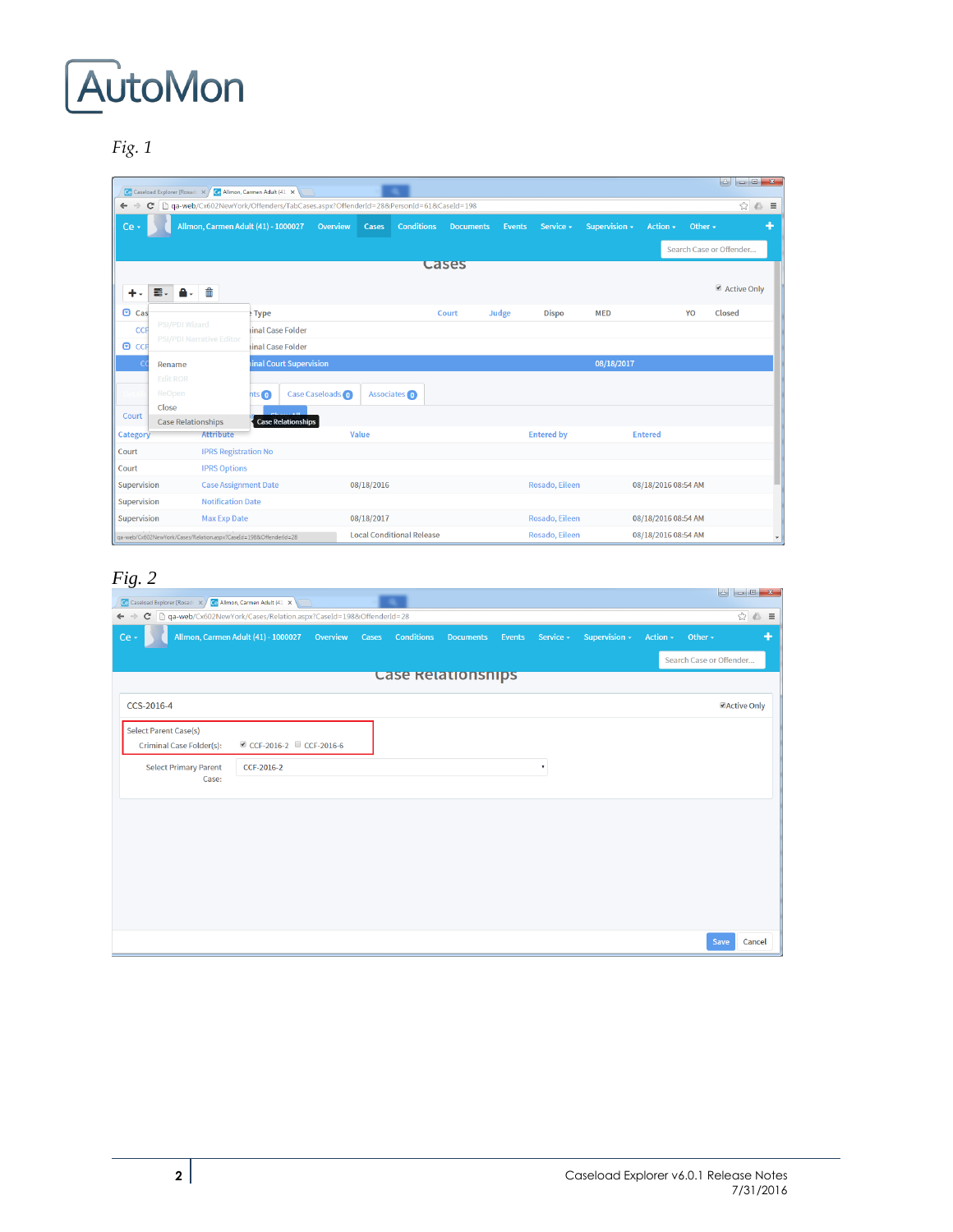# AutoMon

*Fig. 1*

*Fig. 2*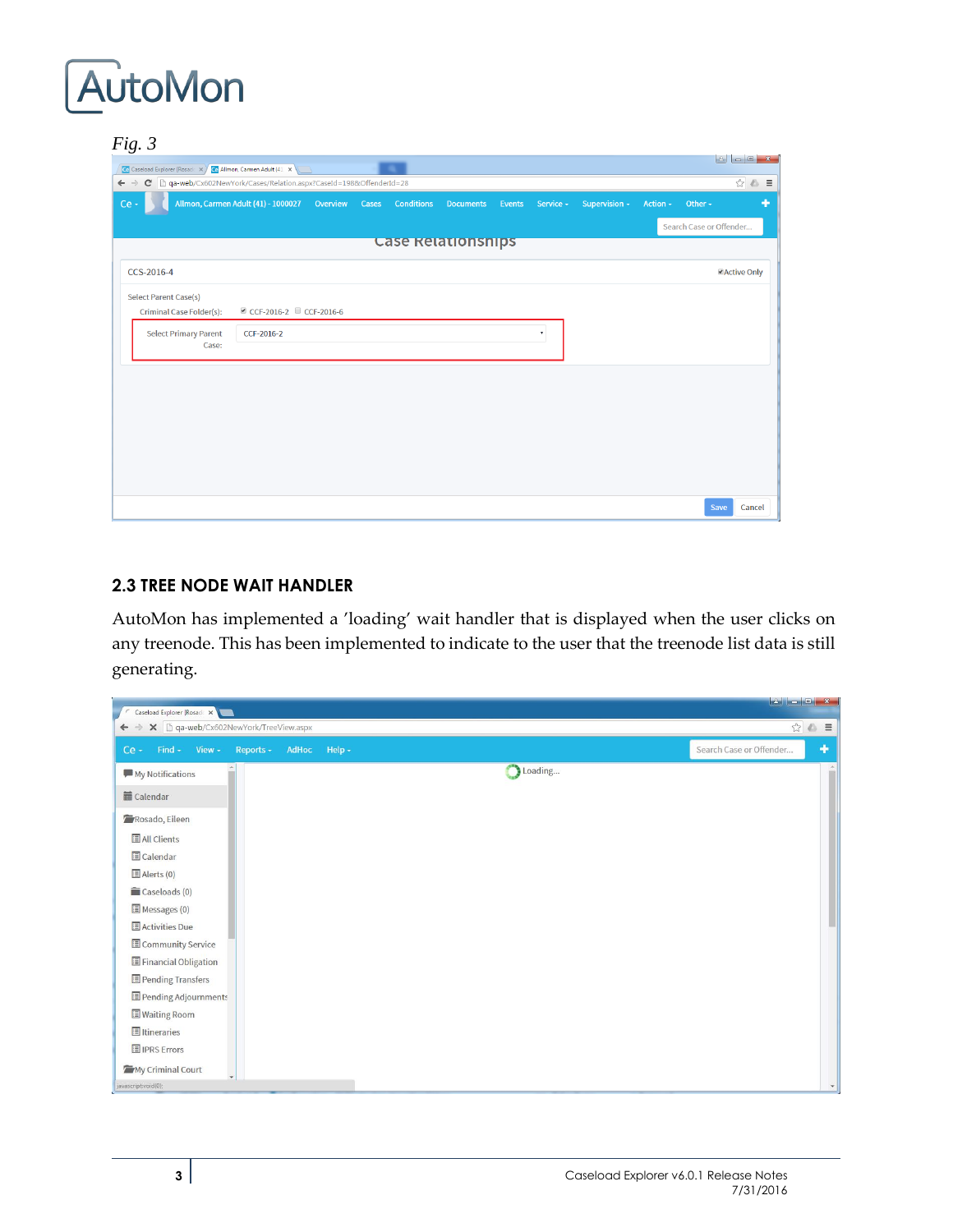*Fig. 3*

## 2.3 TREE NODE WAIT HANDLER

AutoMon has implemented a 'loading' wait handler that is displayed when the user clicks on any treenode. This has been implemented to indicate to the user that the treenode list data is still generating.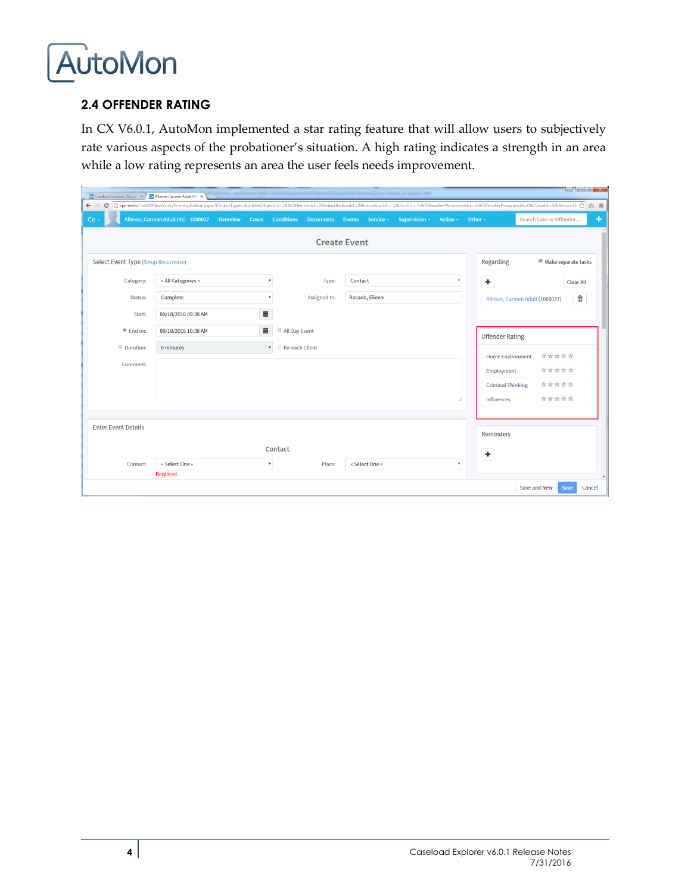## 2.4 OFFENDER RATING

In CX V6.0.1, AutoMon implemented a star rating feature that will allow users to subjectively rate various aspects of the probationer's situation. A high rating indicates a strength in an area while a low rating represents an area the user feels needs improvement.